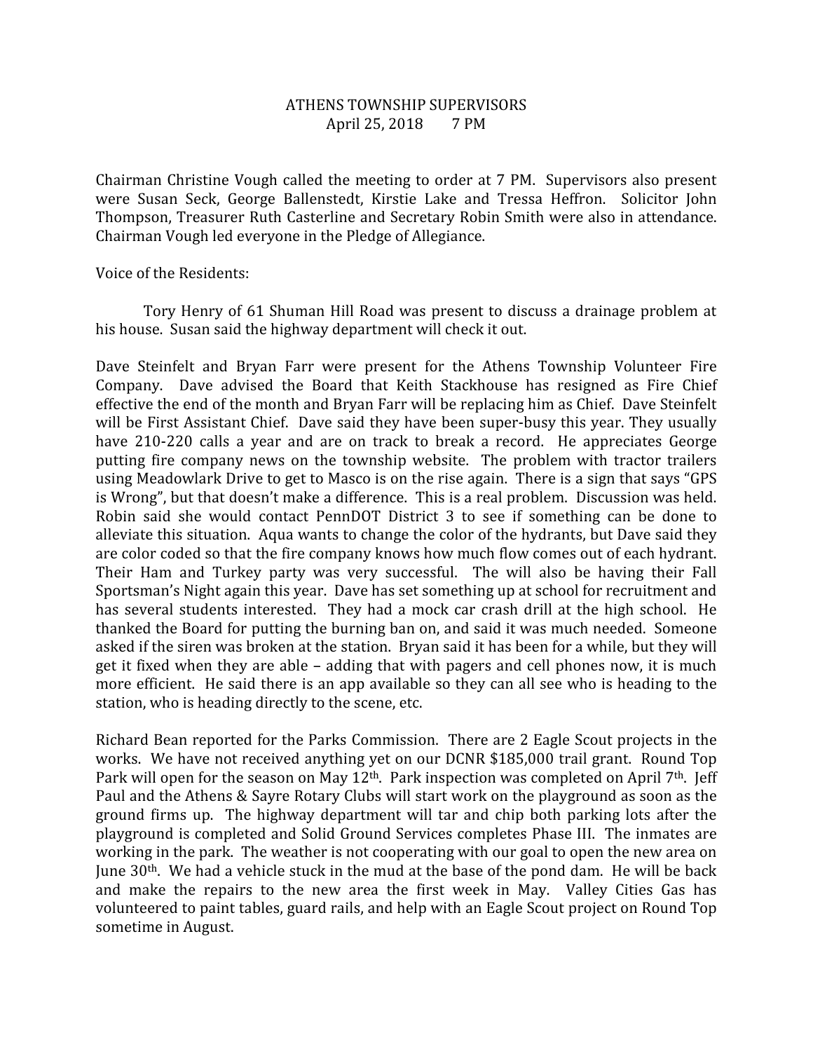ATHENS TOWNSHIP SUPERVISORS
April 25, 2018 7 PM

Chairman Christine Vough called the meeting to order at 7 PM. Supervisors also present were Susan Seck, George Ballenstedt, Kirstie Lake and Tressa Heffron. Solicitor John Thompson, Treasurer Ruth Casterline and Secretary Robin Smith were also in attendance. Chairman Vough led everyone in the Pledge of Allegiance.

Voice of the Residents:

Tory Henry of 61 Shuman Hill Road was present to discuss a drainage problem at his house. Susan said the highway department will check it out.

Dave Steinfelt and Bryan Farr were present for the Athens Township Volunteer Fire Company. Dave advised the Board that Keith Stackhouse has resigned as Fire Chief effective the end of the month and Bryan Farr will be replacing him as Chief. Dave Steinfelt will be First Assistant Chief. Dave said they have been super-busy this year. They usually have 210-220 calls a year and are on track to break a record. He appreciates George putting fire company news on the township website. The problem with tractor trailers using Meadowlark Drive to get to Masco is on the rise again. There is a sign that says "GPS is Wrong", but that doesn't make a difference. This is a real problem. Discussion was held. Robin said she would contact PennDOT District 3 to see if something can be done to alleviate this situation. Aqua wants to change the color of the hydrants, but Dave said they are color coded so that the fire company knows how much flow comes out of each hydrant. Their Ham and Turkey party was very successful. The will also be having their Fall Sportsman's Night again this year. Dave has set something up at school for recruitment and has several students interested. They had a mock car crash drill at the high school. He thanked the Board for putting the burning ban on, and said it was much needed. Someone asked if the siren was broken at the station. Bryan said it has been for a while, but they will get it fixed when they are able – adding that with pagers and cell phones now, it is much more efficient. He said there is an app available so they can all see who is heading to the station, who is heading directly to the scene, etc.

Richard Bean reported for the Parks Commission. There are 2 Eagle Scout projects in the works. We have not received anything yet on our DCNR $185,000 trail grant. Round Top Park will open for the season on May 12th. Park inspection was completed on April 7th. Jeff Paul and the Athens & Sayre Rotary Clubs will start work on the playground as soon as the ground firms up. The highway department will tar and chip both parking lots after the playground is completed and Solid Ground Services completes Phase III. The inmates are working in the park. The weather is not cooperating with our goal to open the new area on June 30th. We had a vehicle stuck in the mud at the base of the pond dam. He will be back and make the repairs to the new area the first week in May. Valley Cities Gas has volunteered to paint tables, guard rails, and help with an Eagle Scout project on Round Top sometime in August.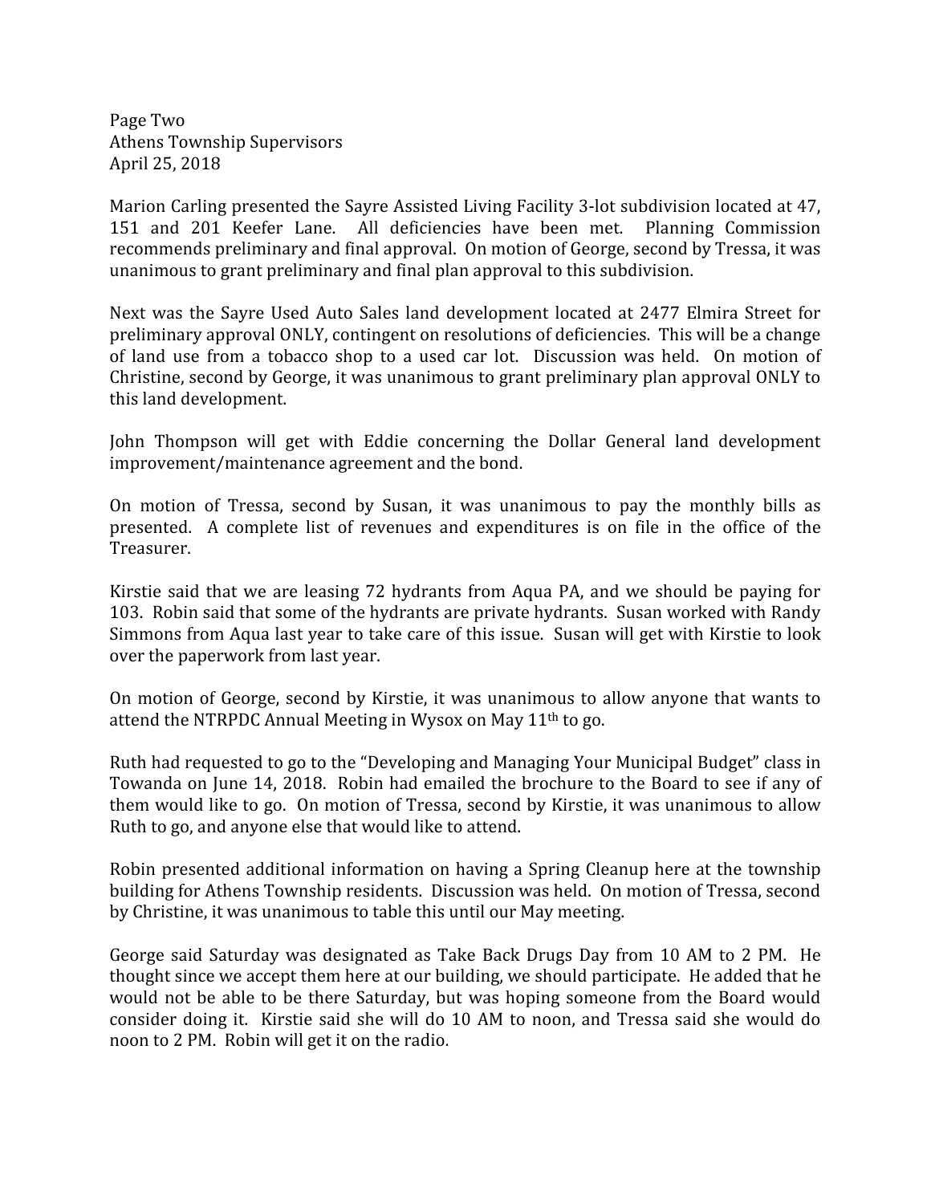Page Two
Athens Township Supervisors
April 25, 2018

Marion Carling presented the Sayre Assisted Living Facility 3-lot subdivision located at 47, 151 and 201 Keefer Lane. All deficiencies have been met. Planning Commission recommends preliminary and final approval. On motion of George, second by Tressa, it was unanimous to grant preliminary and final plan approval to this subdivision.

Next was the Sayre Used Auto Sales land development located at 2477 Elmira Street for preliminary approval ONLY, contingent on resolutions of deficiencies. This will be a change of land use from a tobacco shop to a used car lot. Discussion was held. On motion of Christine, second by George, it was unanimous to grant preliminary plan approval ONLY to this land development.

John Thompson will get with Eddie concerning the Dollar General land development improvement/maintenance agreement and the bond.

On motion of Tressa, second by Susan, it was unanimous to pay the monthly bills as presented. A complete list of revenues and expenditures is on file in the office of the Treasurer.

Kirstie said that we are leasing 72 hydrants from Aqua PA, and we should be paying for 103. Robin said that some of the hydrants are private hydrants. Susan worked with Randy Simmons from Aqua last year to take care of this issue. Susan will get with Kirstie to look over the paperwork from last year.

On motion of George, second by Kirstie, it was unanimous to allow anyone that wants to attend the NTRPDC Annual Meeting in Wysox on May 11th to go.

Ruth had requested to go to the "Developing and Managing Your Municipal Budget" class in Towanda on June 14, 2018. Robin had emailed the brochure to the Board to see if any of them would like to go. On motion of Tressa, second by Kirstie, it was unanimous to allow Ruth to go, and anyone else that would like to attend.

Robin presented additional information on having a Spring Cleanup here at the township building for Athens Township residents. Discussion was held. On motion of Tressa, second by Christine, it was unanimous to table this until our May meeting.

George said Saturday was designated as Take Back Drugs Day from 10 AM to 2 PM. He thought since we accept them here at our building, we should participate. He added that he would not be able to be there Saturday, but was hoping someone from the Board would consider doing it. Kirstie said she will do 10 AM to noon, and Tressa said she would do noon to 2 PM. Robin will get it on the radio.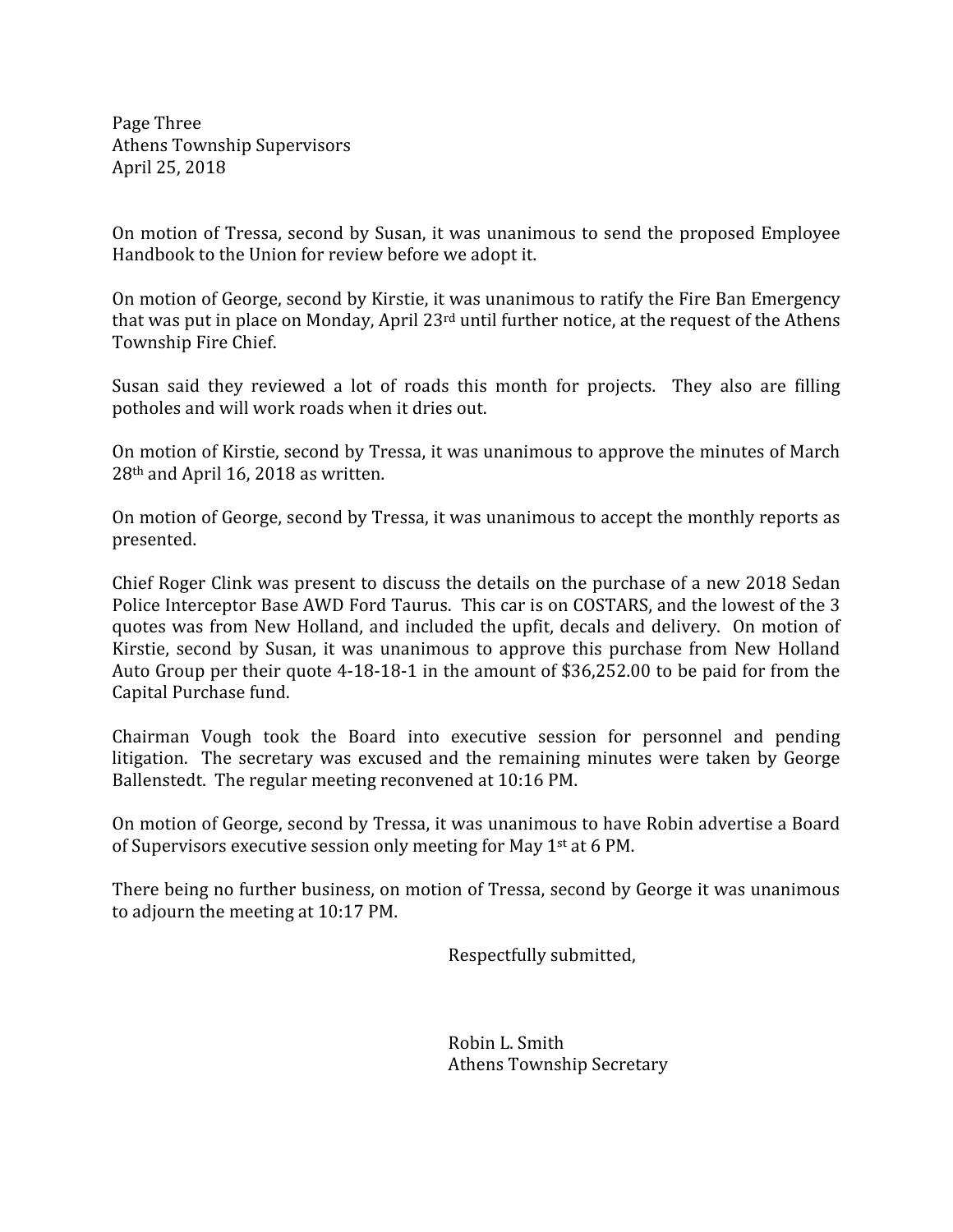On motion of Tressa, second by Susan, it was unanimous to send the proposed Employee Handbook to the Union for review before we adopt it.

On motion of George, second by Kirstie, it was unanimous to ratify the Fire Ban Emergency that was put in place on Monday, April 23rd until further notice, at the request of the Athens Township Fire Chief.

Susan said they reviewed a lot of roads this month for projects. They also are filling potholes and will work roads when it dries out.

On motion of Kirstie, second by Tressa, it was unanimous to approve the minutes of March 28th and April 16, 2018 as written.

On motion of George, second by Tressa, it was unanimous to accept the monthly reports as presented.

Chief Roger Clink was present to discuss the details on the purchase of a new 2018 Sedan Police Interceptor Base AWD Ford Taurus. This car is on COSTARS, and the lowest of the 3 quotes was from New Holland, and included the upfit, decals and delivery. On motion of Kirstie, second by Susan, it was unanimous to approve this purchase from New Holland Auto Group per their quote 4-18-18-1 in the amount of $36,252.00 to be paid for from the Capital Purchase fund.

Chairman Vough took the Board into executive session for personnel and pending litigation. The secretary was excused and the remaining minutes were taken by George Ballenstedt. The regular meeting reconvened at 10:16 PM.

On motion of George, second by Tressa, it was unanimous to have Robin advertise a Board of Supervisors executive session only meeting for May 1st at 6 PM.

There being no further business, on motion of Tressa, second by George it was unanimous to adjourn the meeting at 10:17 PM.

Respectfully submitted,

Robin L. Smith
Athens Township Secretary